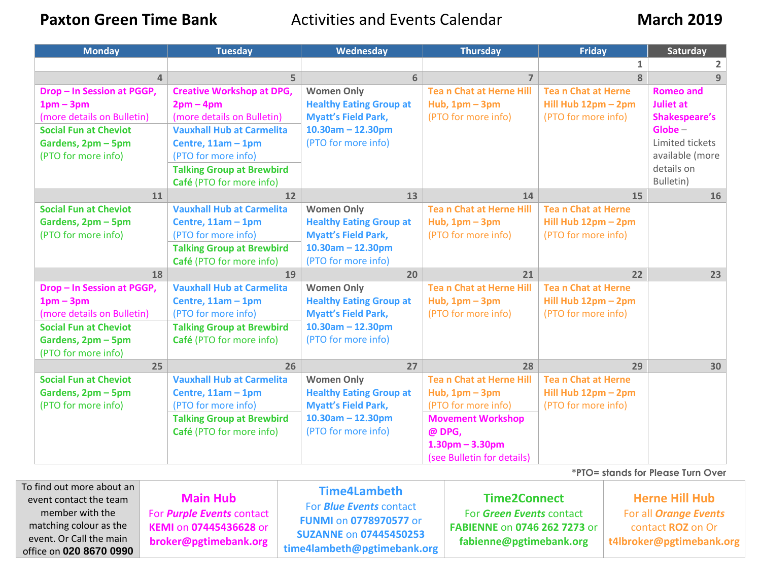# Paxton Green Time Bank — Activities and Events Calendar — March 2019

| Monday | Tuesday | Wednesday | Thursday | Friday | Saturday |
|---|---|---|---|---|---|
| | | | | 1 | 2 |
| 4 | 5 | 6 | 7 | 8 | 9 |
| **Drop – In Session at PGGP, 1pm – 3pm** (more details on Bulletin)<br>**Social Fun at Cheviot Gardens, 2pm – 5pm** (PTO for more info) | **Creative Workshop at DPG, 2pm – 4pm** (more details on Bulletin)<br>**Vauxhall Hub at Carmelita Centre, 11am – 1pm** (PTO for more info)<br>**Talking Group at Brewbird Café** (PTO for more info) | Women Only **Healthy Eating Group at Myatt's Field Park, 10.30am – 12.30pm** (PTO for more info) | **Tea n Chat at Herne Hill Hub, 1pm – 3pm** (PTO for more info) | **Tea n Chat at Herne Hill Hub 12pm – 2pm** (PTO for more info) | **Romeo and Juliet at Shakespeare's Globe** – Limited tickets available (more details on Bulletin) |
| 11 | 12 | 13 | 14 | 15 | 16 |
| **Social Fun at Cheviot Gardens, 2pm – 5pm** (PTO for more info) | **Vauxhall Hub at Carmelita Centre, 11am – 1pm** (PTO for more info)<br>**Talking Group at Brewbird Café** (PTO for more info) | Women Only **Healthy Eating Group at Myatt's Field Park, 10.30am – 12.30pm** (PTO for more info) | **Tea n Chat at Herne Hill Hub, 1pm – 3pm** (PTO for more info) | **Tea n Chat at Herne Hill Hub 12pm – 2pm** (PTO for more info) | |
| 18 | 19 | 20 | 21 | 22 | 23 |
| **Drop – In Session at PGGP, 1pm – 3pm** (more details on Bulletin)<br>**Social Fun at Cheviot Gardens, 2pm – 5pm** (PTO for more info) | **Vauxhall Hub at Carmelita Centre, 11am – 1pm** (PTO for more info)<br>**Talking Group at Brewbird Café** (PTO for more info) | Women Only **Healthy Eating Group at Myatt's Field Park, 10.30am – 12.30pm** (PTO for more info) | **Tea n Chat at Herne Hill Hub, 1pm – 3pm** (PTO for more info) | **Tea n Chat at Herne Hill Hub 12pm – 2pm** (PTO for more info) | |
| 25 | 26 | 27 | 28 | 29 | 30 |
| **Social Fun at Cheviot Gardens, 2pm – 5pm** (PTO for more info) | **Vauxhall Hub at Carmelita Centre, 11am – 1pm** (PTO for more info)<br>**Talking Group at Brewbird Café** (PTO for more info) | Women Only **Healthy Eating Group at Myatt's Field Park, 10.30am – 12.30pm** (PTO for more info) | **Tea n Chat at Herne Hill Hub, 1pm – 3pm** (PTO for more info)<br>**Movement Workshop @ DPG, 1.30pm – 3.30pm** (see Bulletin for details) | **Tea n Chat at Herne Hill Hub 12pm – 2pm** (PTO for more info) | |

***PTO= stands for Please Turn Over**

| To find out more about an event contact the team member with the matching colour as the event. Or Call the main office on **020 8670 0990** | **Main Hub**<br>For ***Purple Events*** contact **KEMI** on **07445436628** or **broker@pgtimebank.org** | **Time4Lambeth**<br>For ***Blue Events*** contact **FUNMI** on **0778970577** or **SUZANNE** on **07445450253** **time4lambeth@pgtimebank.org** | **Time2Connect**<br>For ***Green Events*** contact **FABIENNE** on **0746 262 7273** or **fabienne@pgtimebank.org** | **Herne Hill Hub**<br>For all ***Orange Events*** contact **ROZ** on Or **t4lbroker@pgtimebank.org** |
|---|---|---|---|---|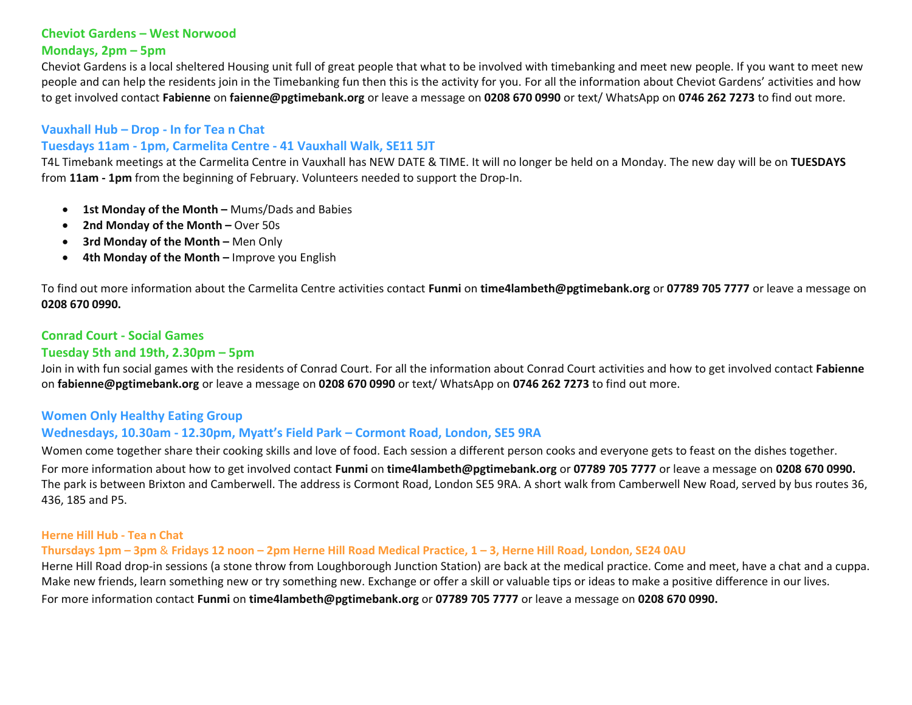### Cheviot Gardens – West Norwood

### Mondays, 2pm – 5pm

Cheviot Gardens is a local sheltered Housing unit full of great people that what to be involved with timebanking and meet new people. If you want to meet new people and can help the residents join in the Timebanking fun then this is the activity for you. For all the information about Cheviot Gardens' activities and how to get involved contact **Fabienne** on **faienne@pgtimebank.org** or leave a message on **0208 670 0990** or text/ WhatsApp on **0746 262 7273** to find out more.

### Vauxhall Hub – Drop - In for Tea n Chat

### Tuesdays 11am - 1pm, Carmelita Centre - 41 Vauxhall Walk, SE11 5JT

T4L Timebank meetings at the Carmelita Centre in Vauxhall has NEW DATE & TIME. It will no longer be held on a Monday. The new day will be on **TUESDAYS** from **11am - 1pm** from the beginning of February. Volunteers needed to support the Drop-In.

- **1st Monday of the Month –** Mums/Dads and Babies
- **2nd Monday of the Month –** Over 50s
- **3rd Monday of the Month –** Men Only
- **4th Monday of the Month –** Improve you English

To find out more information about the Carmelita Centre activities contact **Funmi** on **time4lambeth@pgtimebank.org** or **07789 705 7777** or leave a message on **0208 670 0990.**

### Conrad Court - Social Games

### Tuesday 5th and 19th, 2.30pm – 5pm

Join in with fun social games with the residents of Conrad Court. For all the information about Conrad Court activities and how to get involved contact **Fabienne** on **fabienne@pgtimebank.org** or leave a message on **0208 670 0990** or text/ WhatsApp on **0746 262 7273** to find out more.

### Women Only Healthy Eating Group

### Wednesdays, 10.30am - 12.30pm, Myatt's Field Park – Cormont Road, London, SE5 9RA

Women come together share their cooking skills and love of food. Each session a different person cooks and everyone gets to feast on the dishes together.

For more information about how to get involved contact **Funmi** on **time4lambeth@pgtimebank.org** or **07789 705 7777** or leave a message on **0208 670 0990.** The park is between Brixton and Camberwell. The address is Cormont Road, London SE5 9RA. A short walk from Camberwell New Road, served by bus routes 36, 436, 185 and P5.

### Herne Hill Hub - Tea n Chat

### Thursdays 1pm – 3pm & Fridays 12 noon – 2pm Herne Hill Road Medical Practice, 1 – 3, Herne Hill Road, London, SE24 0AU

Herne Hill Road drop-in sessions (a stone throw from Loughborough Junction Station) are back at the medical practice. Come and meet, have a chat and a cuppa. Make new friends, learn something new or try something new. Exchange or offer a skill or valuable tips or ideas to make a positive difference in our lives.

For more information contact **Funmi** on **time4lambeth@pgtimebank.org** or **07789 705 7777** or leave a message on **0208 670 0990.**